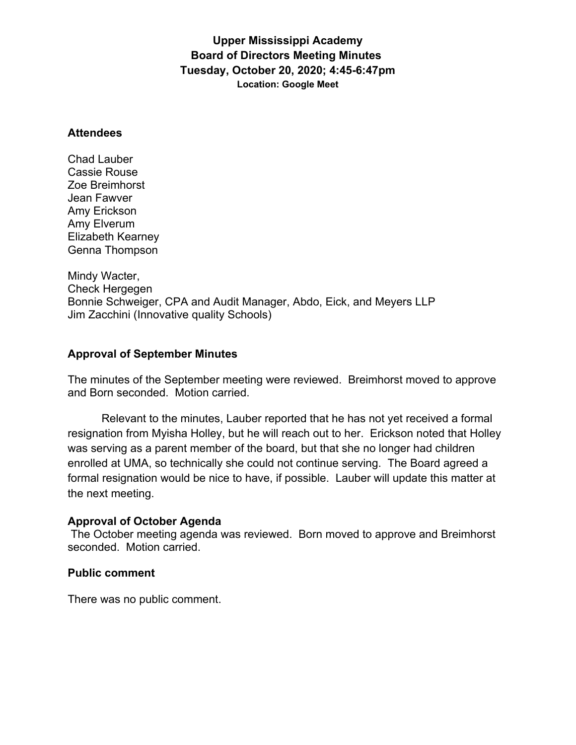# Upper Mississippi Academy
## Board of Directors Meeting Minutes
### Tuesday, October 20, 2020; 4:45-6:47pm
**Location: Google Meet**

**Attendees**

Chad Lauber
Cassie Rouse
Zoe Breimhorst
Jean Fawver
Amy Erickson
Amy Elverum
Elizabeth Kearney
Genna Thompson

Mindy Wacter,
Check Hergegen
Bonnie Schweiger, CPA and Audit Manager, Abdo, Eick, and Meyers LLP
Jim Zacchini (Innovative quality Schools)

**Approval of September Minutes**

The minutes of the September meeting were reviewed. Breimhorst moved to approve and Born seconded. Motion carried.

Relevant to the minutes, Lauber reported that he has not yet received a formal resignation from Myisha Holley, but he will reach out to her. Erickson noted that Holley was serving as a parent member of the board, but that she no longer had children enrolled at UMA, so technically she could not continue serving. The Board agreed a formal resignation would be nice to have, if possible. Lauber will update this matter at the next meeting.

**Approval of October Agenda**

The October meeting agenda was reviewed. Born moved to approve and Breimhorst seconded. Motion carried.

**Public comment**

There was no public comment.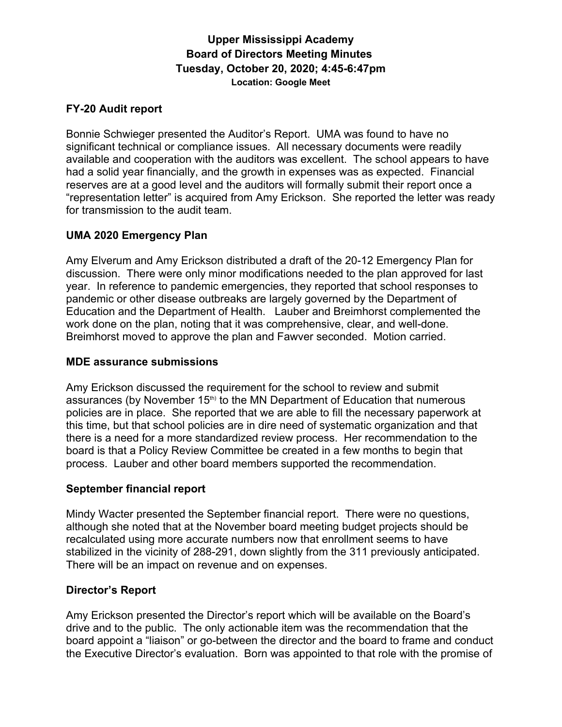**Upper Mississippi Academy**
**Board of Directors Meeting Minutes**
**Tuesday, October 20, 2020; 4:45-6:47pm**
**Location: Google Meet**

### FY-20 Audit report

Bonnie Schwieger presented the Auditor's Report. UMA was found to have no significant technical or compliance issues. All necessary documents were readily available and cooperation with the auditors was excellent. The school appears to have had a solid year financially, and the growth in expenses was as expected. Financial reserves are at a good level and the auditors will formally submit their report once a "representation letter" is acquired from Amy Erickson. She reported the letter was ready for transmission to the audit team.

### UMA 2020 Emergency Plan

Amy Elverum and Amy Erickson distributed a draft of the 20-12 Emergency Plan for discussion. There were only minor modifications needed to the plan approved for last year. In reference to pandemic emergencies, they reported that school responses to pandemic or other disease outbreaks are largely governed by the Department of Education and the Department of Health. Lauber and Breimhorst complemented the work done on the plan, noting that it was comprehensive, clear, and well-done. Breimhorst moved to approve the plan and Fawver seconded. Motion carried.

### MDE assurance submissions

Amy Erickson discussed the requirement for the school to review and submit assurances (by November 15th) to the MN Department of Education that numerous policies are in place. She reported that we are able to fill the necessary paperwork at this time, but that school policies are in dire need of systematic organization and that there is a need for a more standardized review process. Her recommendation to the board is that a Policy Review Committee be created in a few months to begin that process. Lauber and other board members supported the recommendation.

### September financial report

Mindy Wacter presented the September financial report. There were no questions, although she noted that at the November board meeting budget projects should be recalculated using more accurate numbers now that enrollment seems to have stabilized in the vicinity of 288-291, down slightly from the 311 previously anticipated. There will be an impact on revenue and on expenses.

### Director's Report

Amy Erickson presented the Director's report which will be available on the Board's drive and to the public. The only actionable item was the recommendation that the board appoint a "liaison" or go-between the director and the board to frame and conduct the Executive Director's evaluation. Born was appointed to that role with the promise of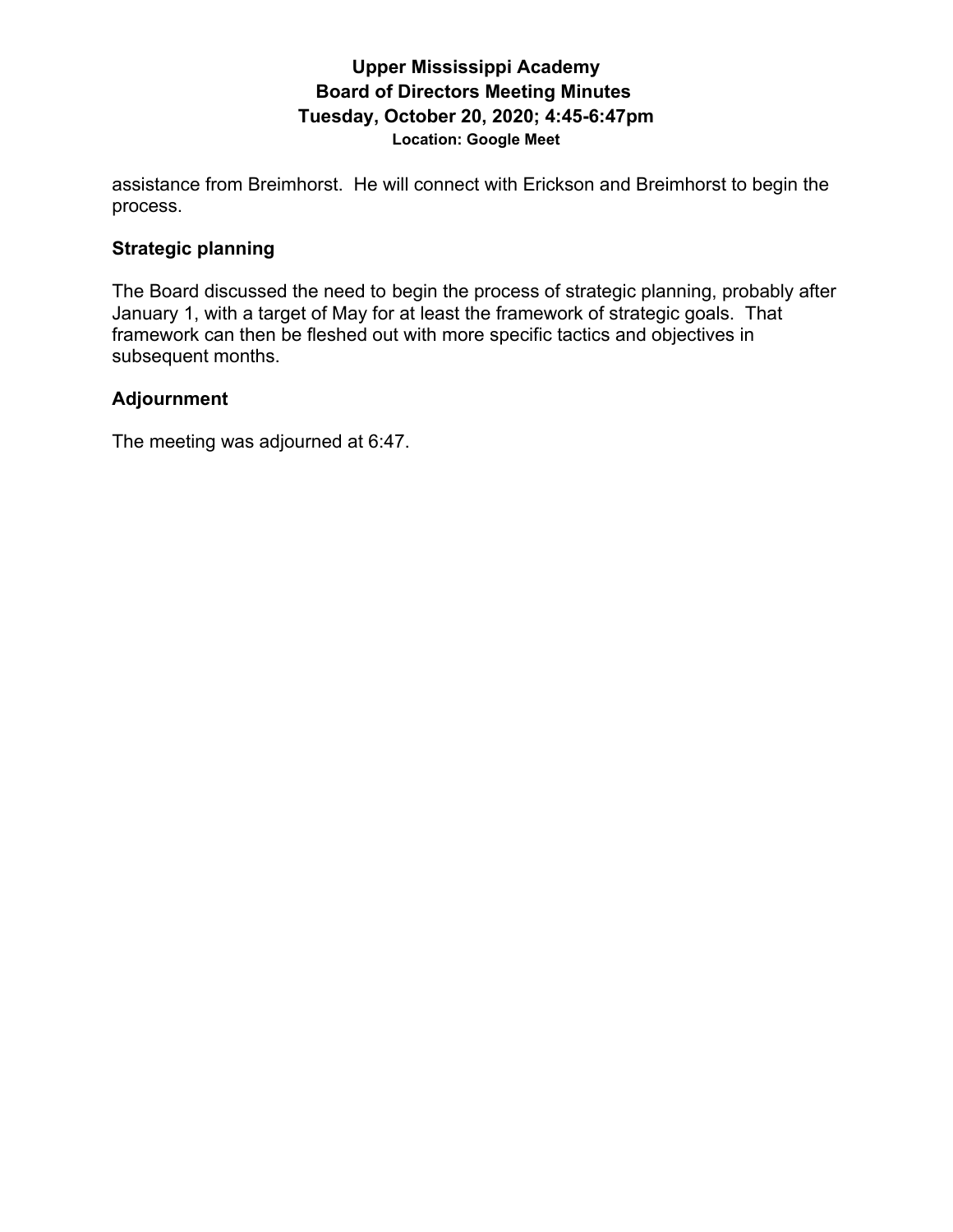assistance from Breimhorst. He will connect with Erickson and Breimhorst to begin the process.

## Strategic planning

The Board discussed the need to begin the process of strategic planning, probably after January 1, with a target of May for at least the framework of strategic goals. That framework can then be fleshed out with more specific tactics and objectives in subsequent months.

## Adjournment

The meeting was adjourned at 6:47.